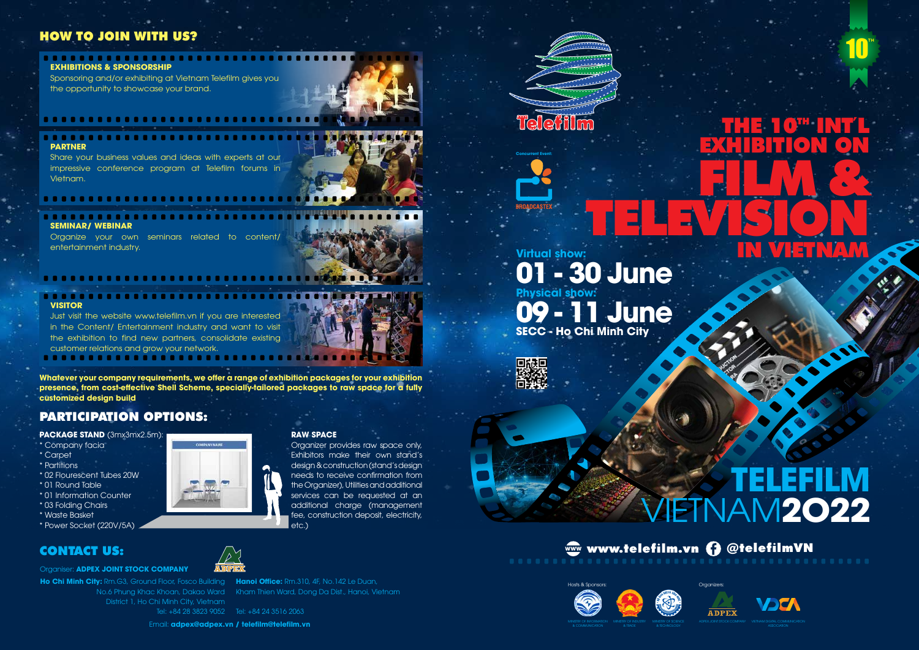## HOW TO JOIN WITH US?

**EXHIBITIONS & SPONSORSHIP**

Sponsoring and/or exhibiting at Vietnam Telefilm gives you the opportunity to showcase your brand.

**PARTNER**

Share your business values and ideas with experts at our impressive conference program at Telefilm forums in Vietnam.

**SEMINAR/ WEBINAR**

Organize your own seminars related to content/ entertainment industry.

**VISITOR**

Just visit the website www.telefilm.vn if you are interested in the Content/ Entertainment industry and want to visit the exhibition to find new partners, consolidate existing customer relations and grow your network.

**Whatever your company requirements, we offer a range of exhibition packages for your exhibition presence, from cost-effective Shell Scheme, specially-tailored packages to raw space for a fully customized design build**

## PARTICIPATION OPTIONS:

**PACKAGE STAND** (3mx3mx2.5m):

- Company facia
- Carpet
- Partitions
- 02 Flourescent Tubes 20W
- 01 Round Table
- 01 Information Counter
- 03 Folding Chairs
- Waste Basket
- Power Socket (220V/5A)

**RAW SPACE**

Organizer provides raw space only. Exhibitors make their own stand's design & construction (stand's design needs to receive confirmation from the Organizer). Utilities and additional services can be requested at an additional charge (management fee, construction deposit, electricity, etc.)

## CONTACT US:

Organiser: **ADPEX JOINT STOCK COMPANY**

**Ho Chi Minh City:** Rm.G3, Ground Floor, Fosco Building No.6 Phung Khac Khoan, Dakao Ward District 1, Ho Chi Minh City, Vietnam
Tel: +84 28 3823 9052

**Hanoi Office:** Rm.310, 4F, No.142 Le Duan, Kham Thien Ward, Dong Da Dist., Hanoi, Vietnam
Tel: +84 24 3516 2063

Email: **adpex@adpex.vn / telefilm@telefilm.vn**

Telefilm

10[TH]

Concurrent Event: BROADCASTEX

# THE 10[TH] INT'L EXHIBITION ON FILM & TELEVISION IN VIETNAM

**Virtual show:**
**01 - 30 June**

**Physical show:**
**09 - 11 June**

**SECC - Ho Chi Minh City**

# TELEFILM VIETNAM2022

**www.telefilm.vn** **@telefilmVN**

Hosts & Sponsors: MINISTRY OF INFORMATION & COMMUNICATION, MINISTRY OF INDUSTRY & TRADE, MINISTRY OF SCIENCE & TECHNOLOGY

Organizers: ADPEX JOINT STOCK COMPANY, VIETNAM DIGITAL COMMUNICATION ASSOCIATION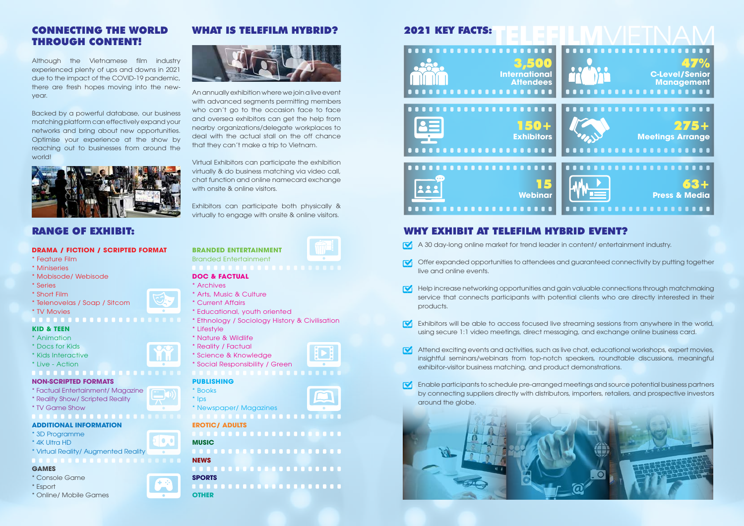## CONNECTING THE WORLD THROUGH CONTENT!

Although the Vietnamese film industry experienced plenty of ups and downs in 2021 due to the impact of the COVID-19 pandemic, there are fresh hopes moving into the new-year.

Backed by a powerful database, our business matching platform can effectively expand your networks and bring about new opportunities. Optimise your experience at the show by reaching out to businesses from around the world!

## WHAT IS TELEFILM HYBRID?

An annually exhibition where we join a live event with advanced segments permitting members who can't go to the occasion face to face and oversea exhibitors can get the help from nearby organizations/delegate workplaces to deal with the actual stall on the off chance that they can't make a trip to Vietnam.

Virtual Exhibitors can participate the exhibition virtually & do business matching via video call, chat function and online namecard exchange with onsite & online visitors.

Exhibitors can participate both physically & virtually to engage with onsite & online visitors.

## RANGE OF EXHIBIT:

### DRAMA / FICTION / SCRIPTED FORMAT
* Feature Film
* Miniseries
* Mobisode/ Webisode
* Series
* Short Film
* Telenovelas / Soap / Sitcom
* TV Movies

### KID & TEEN
* Animation
* Docs for Kids
* Kids Interactive
* Live - Action

### NON-SCRIPTED FORMATS
* Factual Entertainment/ Magazine
* Reality Show/ Scripted Reality
* TV Game Show

### ADDITIONAL INFORMATION
* 3D Programme
* 4K Ultra HD
* Virtual Reality/ Augmented Reality

### GAMES
* Console Game
* Esport
* Online/ Mobile Games

### BRANDED ENTERTAINMENT
Branded Entertainment

### DOC & FACTUAL
* Archives
* Arts, Music & Culture
* Current Affairs
* Educational, youth oriented
* Ethnology / Sociology History & Civilisation
* Lifestyle
* Nature & Wildlife
* Reality / Factual
* Science & Knowledge
* Social Responsibility / Green

### PUBLISHING
* Books
* Ips
* Newspaper/ Magazines

### EROTIC/ ADULTS

### MUSIC

### NEWS

### SPORTS

### OTHER

## 2021 KEY FACTS: TELEFILM VIETNAM

**3,500** International Attendees

**47%** C-Level/Senior Management

**150+** Exhibitors

**275+** Meetings Arrange

**15** Webinar

**63+** Press & Media

## WHY EXHIBIT AT TELEFILM HYBRID EVENT?

- A 30 day-long online market for trend leader in content/ entertainment industry.
- Offer expanded opportunities to attendees and guaranteed connectivity by putting together live and online events.
- Help increase networking opportunities and gain valuable connections through matchmaking service that connects participants with potential clients who are directly interested in their products.
- Exhibitors will be able to access focused live streaming sessions from anywhere in the world, using secure 1:1 video meetings, direct messaging, and exchange online business card.
- Attend exciting events and activities, such as live chat, educational workshops, expert movies, insightful seminars/webinars from top-notch speakers, roundtable discussions, meaningful exhibitor-visitor business matching, and product demonstrations.
- Enable participants to schedule pre-arranged meetings and source potential business partners by connecting suppliers directly with distributors, importers, retailers, and prospective investors around the globe.